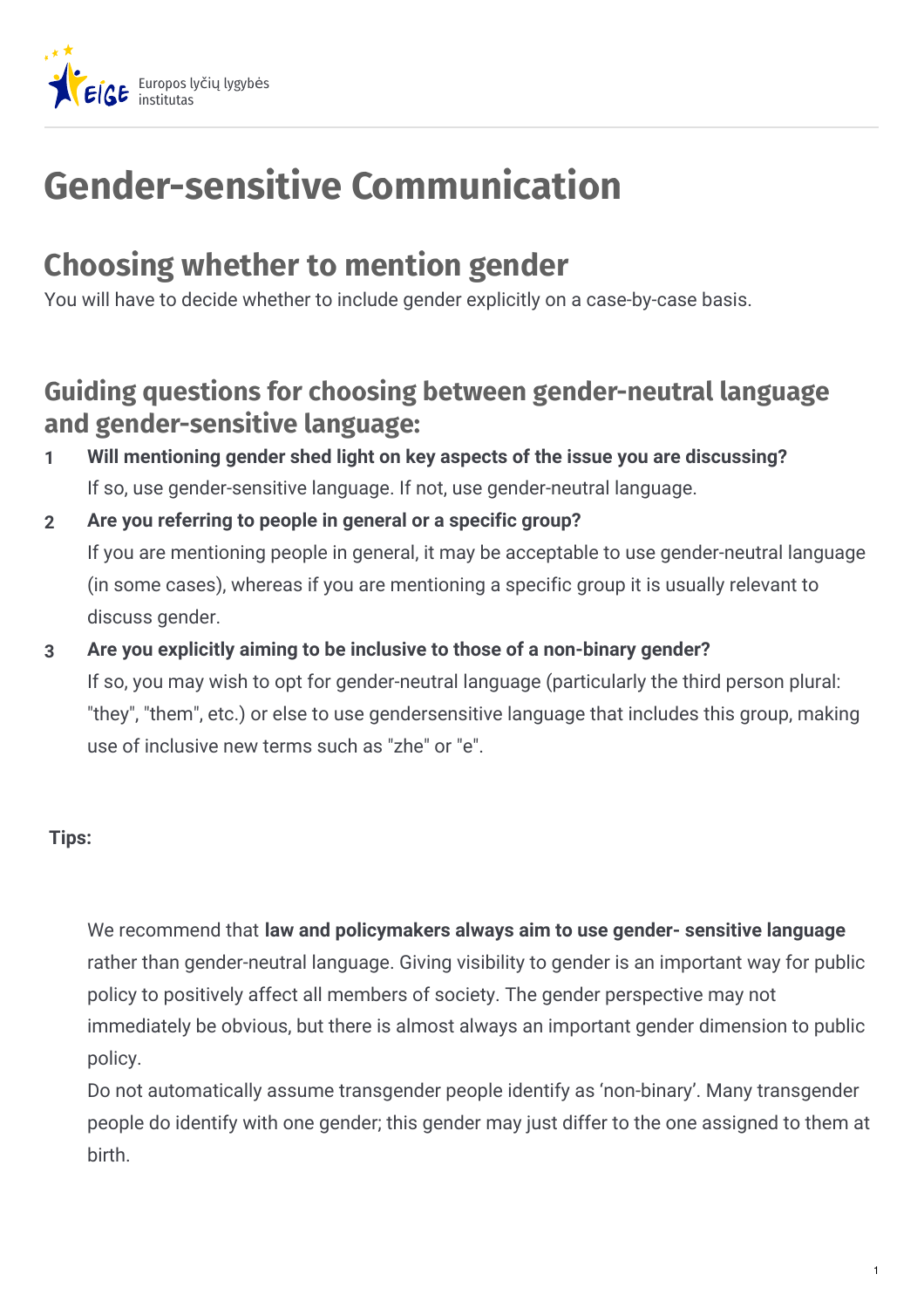Europos lyčių lygybės institutas

# Gender-sensitive Communication

## Choosing whether to mention gender

You will have to decide whether to include gender explicitly on a case-by-case basis.

### Guiding questions for choosing between gender-neutral language and gender-sensitive language:

1. **Will mentioning gender shed light on key aspects of the issue you are discussing?**
   If so, use gender-sensitive language. If not, use gender-neutral language.
2. **Are you referring to people in general or a specific group?**
   If you are mentioning people in general, it may be acceptable to use gender-neutral language (in some cases), whereas if you are mentioning a specific group it is usually relevant to discuss gender.
3. **Are you explicitly aiming to be inclusive to those of a non-binary gender?**
   If so, you may wish to opt for gender-neutral language (particularly the third person plural: "they", "them", etc.) or else to use gendersensitive language that includes this group, making use of inclusive new terms such as "zhe" or "e".

**Tips:**

We recommend that **law and policymakers always aim to use gender- sensitive language** rather than gender-neutral language. Giving visibility to gender is an important way for public policy to positively affect all members of society. The gender perspective may not immediately be obvious, but there is almost always an important gender dimension to public policy.

Do not automatically assume transgender people identify as 'non-binary'. Many transgender people do identify with one gender; this gender may just differ to the one assigned to them at birth.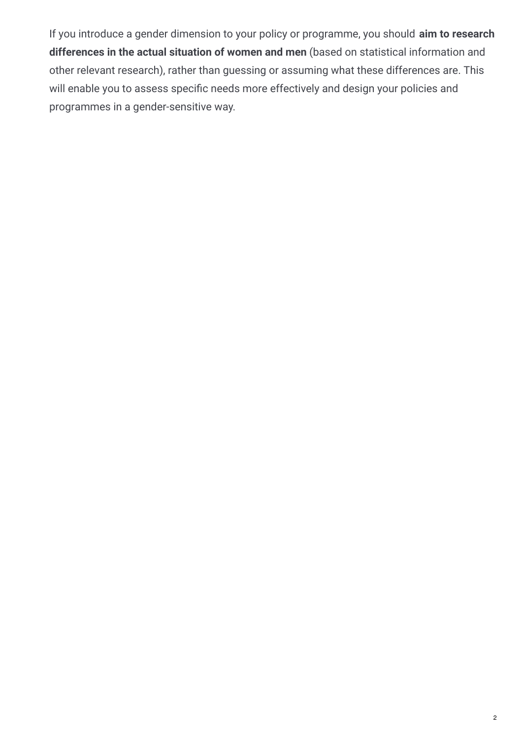If you introduce a gender dimension to your policy or programme, you should **aim to research differences in the actual situation of women and men** (based on statistical information and other relevant research), rather than guessing or assuming what these differences are. This will enable you to assess specific needs more effectively and design your policies and programmes in a gender-sensitive way.